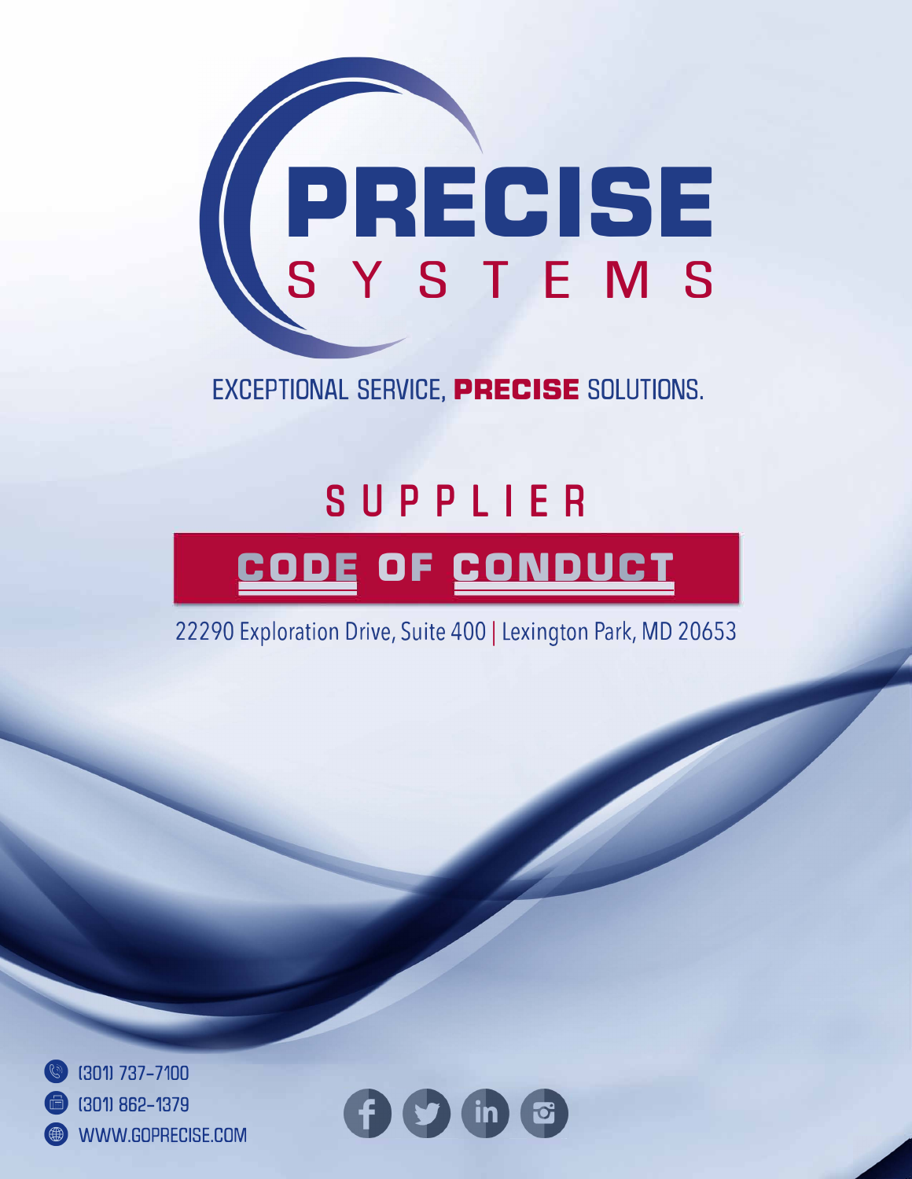# PRECISE SYSTEMS

EXCEPTIONAL SERVICE, **PRECISE** SOLUTIONS.

## SUPPLIER

# CODE OF CONDUCT

22290 Exploration Drive, Suite 400 | Lexington Park, MD 20653

(301) 737-7100

(301) 862-1379

WWW.GOPRECISE.COM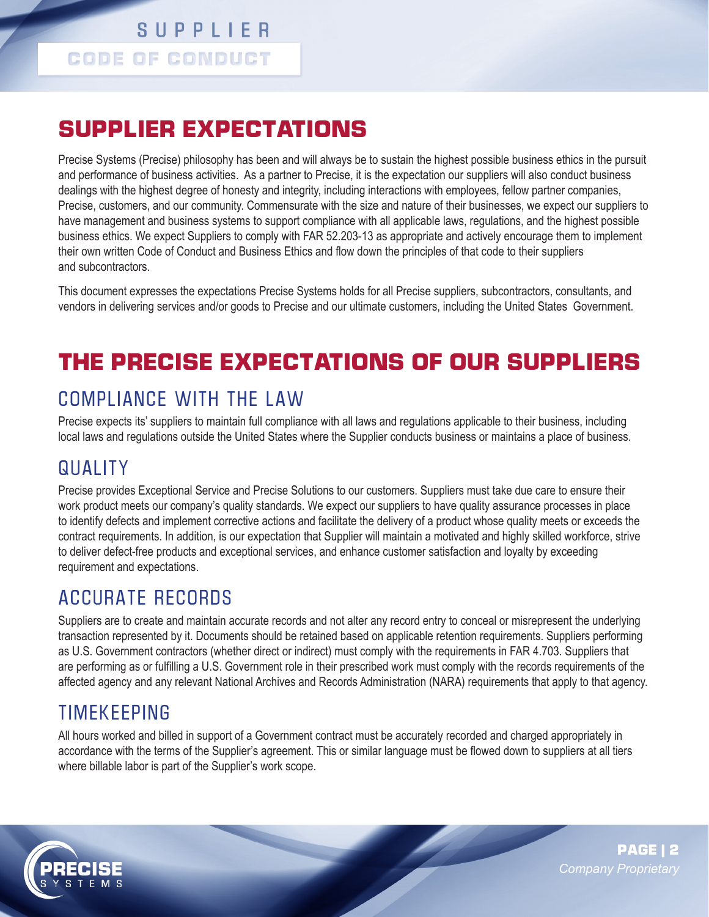# SUPPLIER EXPECTATIONS

Precise Systems (Precise) philosophy has been and will always be to sustain the highest possible business ethics in the pursuit and performance of business activities. As a partner to Precise, it is the expectation our suppliers will also conduct business dealings with the highest degree of honesty and integrity, including interactions with employees, fellow partner companies, Precise, customers, and our community. Commensurate with the size and nature of their businesses, we expect our suppliers to have management and business systems to support compliance with all applicable laws, regulations, and the highest possible business ethics. We expect Suppliers to comply with FAR 52.203-13 as appropriate and actively encourage them to implement their own written Code of Conduct and Business Ethics and flow down the principles of that code to their suppliers and subcontractors.

This document expresses the expectations Precise Systems holds for all Precise suppliers, subcontractors, consultants, and vendors in delivering services and/or goods to Precise and our ultimate customers, including the United States Government.

# THE PRECISE EXPECTATIONS OF OUR SUPPLIERS

## COMPLIANCE WITH THE LAW

Precise expects its' suppliers to maintain full compliance with all laws and regulations applicable to their business, including local laws and regulations outside the United States where the Supplier conducts business or maintains a place of business.

## QUALITY

Precise provides Exceptional Service and Precise Solutions to our customers. Suppliers must take due care to ensure their work product meets our company's quality standards. We expect our suppliers to have quality assurance processes in place to identify defects and implement corrective actions and facilitate the delivery of a product whose quality meets or exceeds the contract requirements. In addition, is our expectation that Supplier will maintain a motivated and highly skilled workforce, strive to deliver defect-free products and exceptional services, and enhance customer satisfaction and loyalty by exceeding requirement and expectations.

## ACCURATE RECORDS

Suppliers are to create and maintain accurate records and not alter any record entry to conceal or misrepresent the underlying transaction represented by it. Documents should be retained based on applicable retention requirements. Suppliers performing as U.S. Government contractors (whether direct or indirect) must comply with the requirements in FAR 4.703. Suppliers that are performing as or fulfilling a U.S. Government role in their prescribed work must comply with the records requirements of the affected agency and any relevant National Archives and Records Administration (NARA) requirements that apply to that agency.

## TIMEKEEPING

All hours worked and billed in support of a Government contract must be accurately recorded and charged appropriately in accordance with the terms of the Supplier's agreement. This or similar language must be flowed down to suppliers at all tiers where billable labor is part of the Supplier's work scope.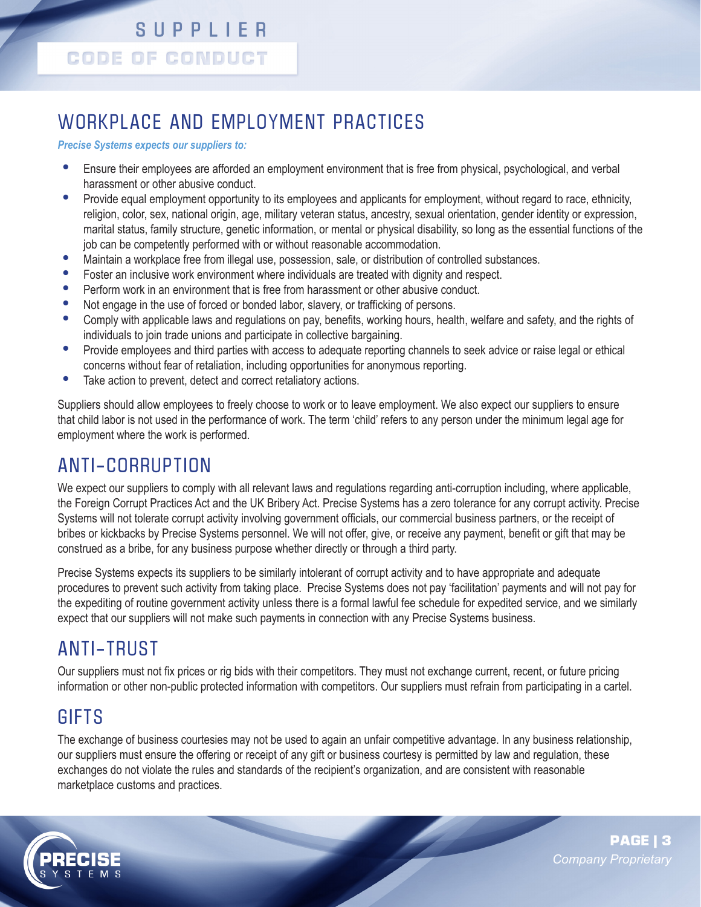## WORKPLACE AND EMPLOYMENT PRACTICES

*Precise Systems expects our suppliers to:*

- Ensure their employees are afforded an employment environment that is free from physical, psychological, and verbal harassment or other abusive conduct.
- Provide equal employment opportunity to its employees and applicants for employment, without regard to race, ethnicity, religion, color, sex, national origin, age, military veteran status, ancestry, sexual orientation, gender identity or expression, marital status, family structure, genetic information, or mental or physical disability, so long as the essential functions of the job can be competently performed with or without reasonable accommodation.
- Maintain a workplace free from illegal use, possession, sale, or distribution of controlled substances.
- Foster an inclusive work environment where individuals are treated with dignity and respect.
- Perform work in an environment that is free from harassment or other abusive conduct.
- Not engage in the use of forced or bonded labor, slavery, or trafficking of persons.
- Comply with applicable laws and regulations on pay, benefits, working hours, health, welfare and safety, and the rights of individuals to join trade unions and participate in collective bargaining.
- Provide employees and third parties with access to adequate reporting channels to seek advice or raise legal or ethical concerns without fear of retaliation, including opportunities for anonymous reporting.
- Take action to prevent, detect and correct retaliatory actions.

Suppliers should allow employees to freely choose to work or to leave employment. We also expect our suppliers to ensure that child labor is not used in the performance of work. The term 'child' refers to any person under the minimum legal age for employment where the work is performed.

## ANTI-CORRUPTION

We expect our suppliers to comply with all relevant laws and regulations regarding anti-corruption including, where applicable, the Foreign Corrupt Practices Act and the UK Bribery Act. Precise Systems has a zero tolerance for any corrupt activity. Precise Systems will not tolerate corrupt activity involving government officials, our commercial business partners, or the receipt of bribes or kickbacks by Precise Systems personnel. We will not offer, give, or receive any payment, benefit or gift that may be construed as a bribe, for any business purpose whether directly or through a third party.

Precise Systems expects its suppliers to be similarly intolerant of corrupt activity and to have appropriate and adequate procedures to prevent such activity from taking place. Precise Systems does not pay 'facilitation' payments and will not pay for the expediting of routine government activity unless there is a formal lawful fee schedule for expedited service, and we similarly expect that our suppliers will not make such payments in connection with any Precise Systems business.

## ANTI-TRUST

Our suppliers must not fix prices or rig bids with their competitors. They must not exchange current, recent, or future pricing information or other non-public protected information with competitors. Our suppliers must refrain from participating in a cartel.

## GIFTS

The exchange of business courtesies may not be used to again an unfair competitive advantage. In any business relationship, our suppliers must ensure the offering or receipt of any gift or business courtesy is permitted by law and regulation, these exchanges do not violate the rules and standards of the recipient's organization, and are consistent with reasonable marketplace customs and practices.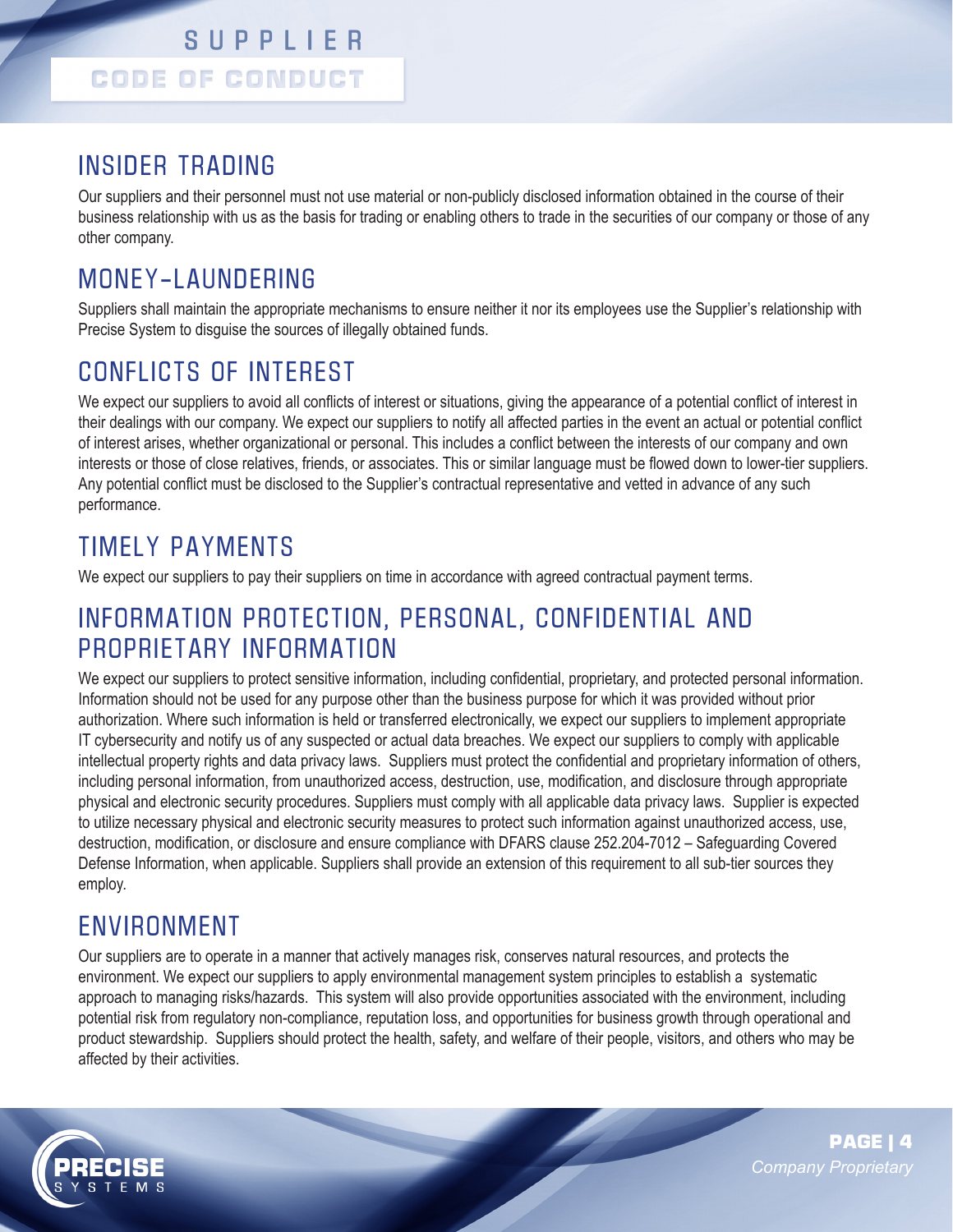## INSIDER TRADING

Our suppliers and their personnel must not use material or non-publicly disclosed information obtained in the course of their business relationship with us as the basis for trading or enabling others to trade in the securities of our company or those of any other company.

## MONEY-LAUNDERING

Suppliers shall maintain the appropriate mechanisms to ensure neither it nor its employees use the Supplier's relationship with Precise System to disguise the sources of illegally obtained funds.

## CONFLICTS OF INTEREST

We expect our suppliers to avoid all conflicts of interest or situations, giving the appearance of a potential conflict of interest in their dealings with our company. We expect our suppliers to notify all affected parties in the event an actual or potential conflict of interest arises, whether organizational or personal. This includes a conflict between the interests of our company and own interests or those of close relatives, friends, or associates. This or similar language must be flowed down to lower-tier suppliers. Any potential conflict must be disclosed to the Supplier's contractual representative and vetted in advance of any such performance.

## TIMELY PAYMENTS

We expect our suppliers to pay their suppliers on time in accordance with agreed contractual payment terms.

## INFORMATION PROTECTION, PERSONAL, CONFIDENTIAL AND PROPRIETARY INFORMATION

We expect our suppliers to protect sensitive information, including confidential, proprietary, and protected personal information. Information should not be used for any purpose other than the business purpose for which it was provided without prior authorization. Where such information is held or transferred electronically, we expect our suppliers to implement appropriate IT cybersecurity and notify us of any suspected or actual data breaches. We expect our suppliers to comply with applicable intellectual property rights and data privacy laws. Suppliers must protect the confidential and proprietary information of others, including personal information, from unauthorized access, destruction, use, modification, and disclosure through appropriate physical and electronic security procedures. Suppliers must comply with all applicable data privacy laws. Supplier is expected to utilize necessary physical and electronic security measures to protect such information against unauthorized access, use, destruction, modification, or disclosure and ensure compliance with DFARS clause 252.204-7012 – Safeguarding Covered Defense Information, when applicable. Suppliers shall provide an extension of this requirement to all sub-tier sources they employ.

## ENVIRONMENT

Our suppliers are to operate in a manner that actively manages risk, conserves natural resources, and protects the environment. We expect our suppliers to apply environmental management system principles to establish a systematic approach to managing risks/hazards. This system will also provide opportunities associated with the environment, including potential risk from regulatory non-compliance, reputation loss, and opportunities for business growth through operational and product stewardship. Suppliers should protect the health, safety, and welfare of their people, visitors, and others who may be affected by their activities.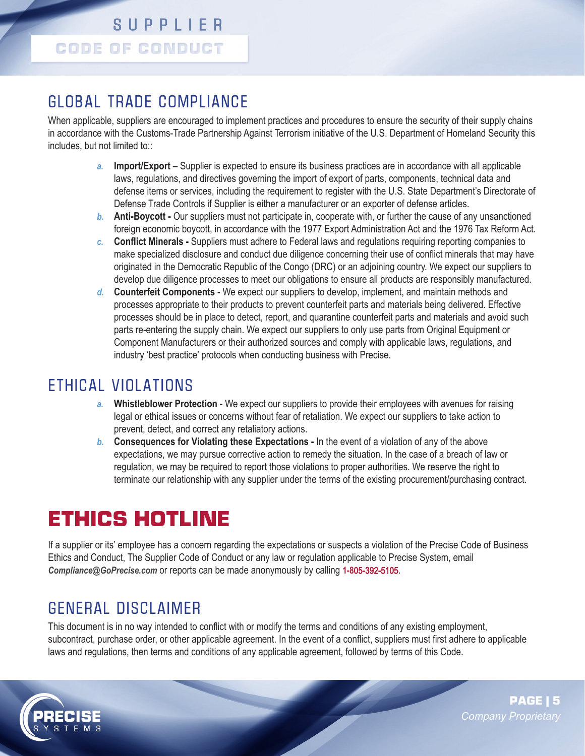## GLOBAL TRADE COMPLIANCE

When applicable, suppliers are encouraged to implement practices and procedures to ensure the security of their supply chains in accordance with the Customs-Trade Partnership Against Terrorism initiative of the U.S. Department of Homeland Security this includes, but not limited to::

*a.* **Import/Export –** Supplier is expected to ensure its business practices are in accordance with all applicable laws, regulations, and directives governing the import of export of parts, components, technical data and defense items or services, including the requirement to register with the U.S. State Department's Directorate of Defense Trade Controls if Supplier is either a manufacturer or an exporter of defense articles.

*b.* **Anti-Boycott -** Our suppliers must not participate in, cooperate with, or further the cause of any unsanctioned foreign economic boycott, in accordance with the 1977 Export Administration Act and the 1976 Tax Reform Act.

*c.* **Conflict Minerals -** Suppliers must adhere to Federal laws and regulations requiring reporting companies to make specialized disclosure and conduct due diligence concerning their use of conflict minerals that may have originated in the Democratic Republic of the Congo (DRC) or an adjoining country. We expect our suppliers to develop due diligence processes to meet our obligations to ensure all products are responsibly manufactured.

*d.* **Counterfeit Components -** We expect our suppliers to develop, implement, and maintain methods and processes appropriate to their products to prevent counterfeit parts and materials being delivered. Effective processes should be in place to detect, report, and quarantine counterfeit parts and materials and avoid such parts re-entering the supply chain. We expect our suppliers to only use parts from Original Equipment or Component Manufacturers or their authorized sources and comply with applicable laws, regulations, and industry 'best practice' protocols when conducting business with Precise.

## ETHICAL VIOLATIONS

*a.* **Whistleblower Protection -** We expect our suppliers to provide their employees with avenues for raising legal or ethical issues or concerns without fear of retaliation. We expect our suppliers to take action to prevent, detect, and correct any retaliatory actions.

*b.* **Consequences for Violating these Expectations -** In the event of a violation of any of the above expectations, we may pursue corrective action to remedy the situation. In the case of a breach of law or regulation, we may be required to report those violations to proper authorities. We reserve the right to terminate our relationship with any supplier under the terms of the existing procurement/purchasing contract.

# ETHICS HOTLINE

If a supplier or its' employee has a concern regarding the expectations or suspects a violation of the Precise Code of Business Ethics and Conduct, The Supplier Code of Conduct or any law or regulation applicable to Precise System, email ***Compliance@GoPrecise.com*** or reports can be made anonymously by calling 1-805-392-5105.

## GENERAL DISCLAIMER

This document is in no way intended to conflict with or modify the terms and conditions of any existing employment, subcontract, purchase order, or other applicable agreement. In the event of a conflict, suppliers must first adhere to applicable laws and regulations, then terms and conditions of any applicable agreement, followed by terms of this Code.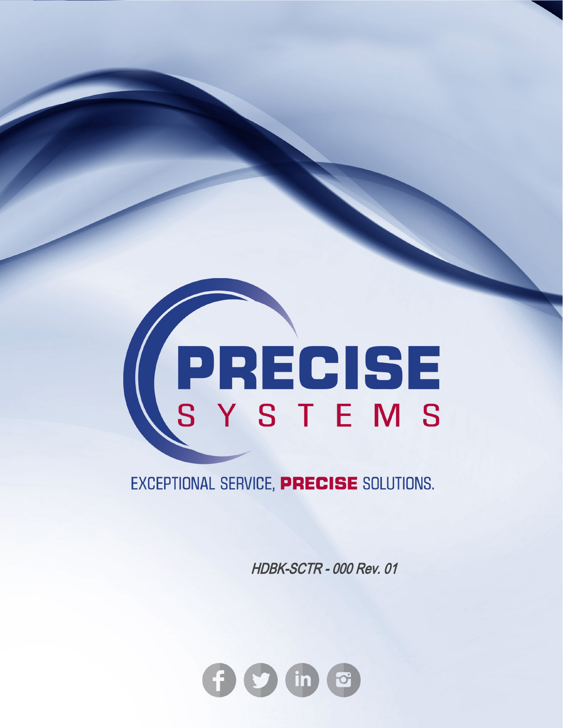PRECISE

SYSTEMS

EXCEPTIONAL SERVICE, **PRECISE** SOLUTIONS.

*HDBK-SCTR - 000 Rev. 01*